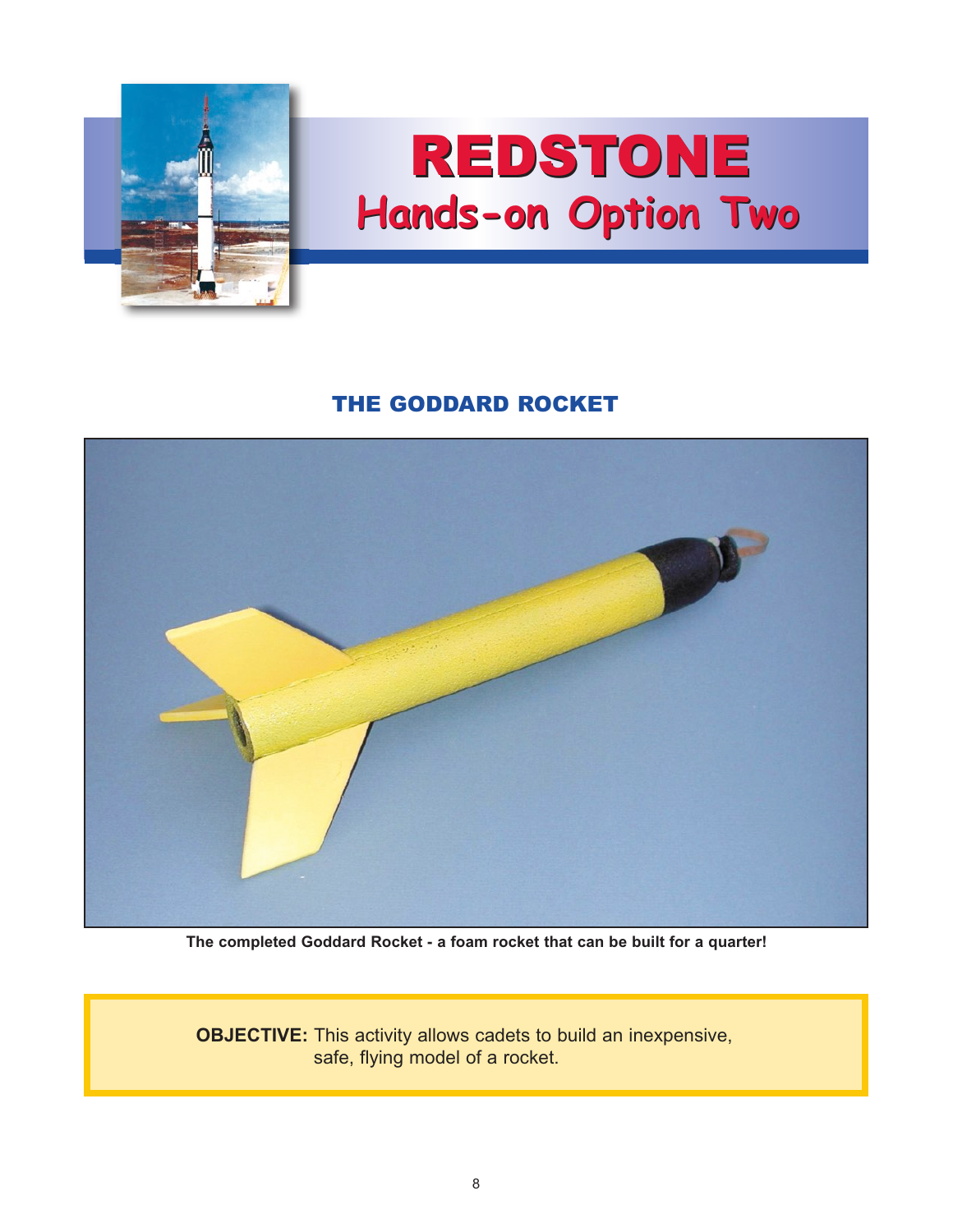# REDSTONE
## Hands-on Option Two

### THE GODDARD ROCKET

The completed Goddard Rocket - a foam rocket that can be built for a quarter!

**OBJECTIVE:** This activity allows cadets to build an inexpensive, safe, flying model of a rocket.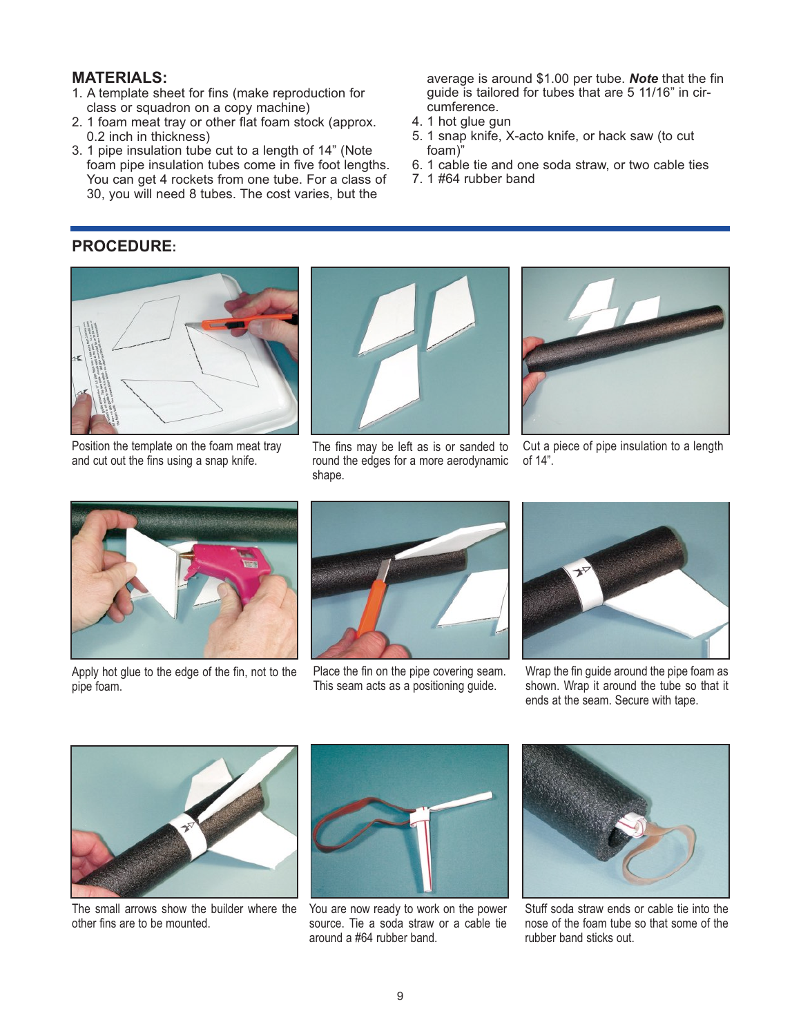## MATERIALS:

1. A template sheet for fins (make reproduction for class or squadron on a copy machine)
2. 1 foam meat tray or other flat foam stock (approx. 0.2 inch in thickness)
3. 1 pipe insulation tube cut to a length of 14" (Note foam pipe insulation tubes come in five foot lengths. You can get 4 rockets from one tube. For a class of 30, you will need 8 tubes. The cost varies, but the average is around $1.00 per tube. ***Note*** that the fin guide is tailored for tubes that are 5 11/16" in circumference.
4. 1 hot glue gun
5. 1 snap knife, X-acto knife, or hack saw (to cut foam)"
6. 1 cable tie and one soda straw, or two cable ties
7. 1 #64 rubber band

## PROCEDURE:

Position the template on the foam meat tray and cut out the fins using a snap knife.

The fins may be left as is or sanded to round the edges for a more aerodynamic shape.

Cut a piece of pipe insulation to a length of 14".

Apply hot glue to the edge of the fin, not to the pipe foam.

Place the fin on the pipe covering seam. This seam acts as a positioning guide.

Wrap the fin guide around the pipe foam as shown. Wrap it around the tube so that it ends at the seam. Secure with tape.

The small arrows show the builder where the other fins are to be mounted.

You are now ready to work on the power source. Tie a soda straw or a cable tie around a #64 rubber band.

Stuff soda straw ends or cable tie into the nose of the foam tube so that some of the rubber band sticks out.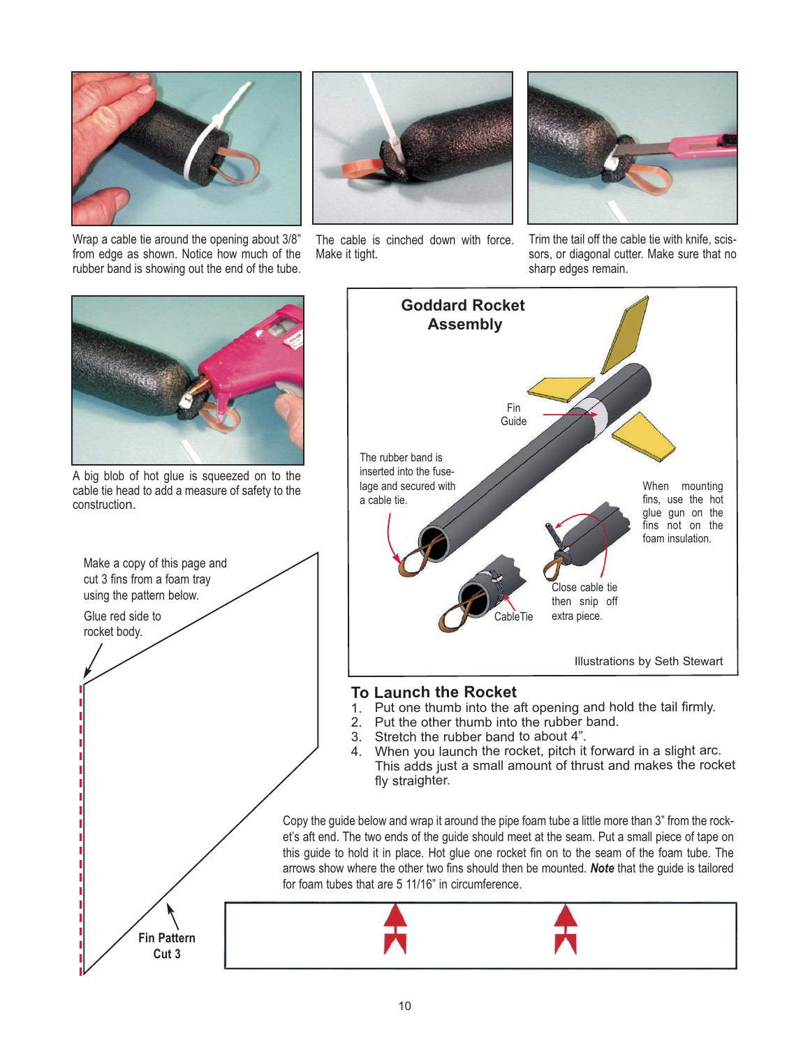Wrap a cable tie around the opening about 3/8" from edge as shown. Notice how much of the rubber band is showing out the end of the tube.

The cable is cinched down with force. Make it tight.

Trim the tail off the cable tie with knife, scissors, or diagonal cutter. Make sure that no sharp edges remain.

A big blob of hot glue is squeezed on to the cable tie head to add a measure of safety to the construction.

## Goddard Rocket Assembly

Fin Guide

The rubber band is inserted into the fuselage and secured with a cable tie.

When mounting fins, use the hot glue gun on the fins not on the foam insulation.

Close cable tie then snip off extra piece.

CableTie

Illustrations by Seth Stewart

Make a copy of this page and cut 3 fins from a foam tray using the pattern below.

Glue red side to rocket body.

Fin Pattern
Cut 3

## To Launch the Rocket

1. Put one thumb into the aft opening and hold the tail firmly.
2. Put the other thumb into the rubber band.
3. Stretch the rubber band to about 4".
4. When you launch the rocket, pitch it forward in a slight arc. This adds just a small amount of thrust and makes the rocket fly straighter.

Copy the guide below and wrap it around the pipe foam tube a little more than 3" from the rocket's aft end. The two ends of the guide should meet at the seam. Put a small piece of tape on this guide to hold it in place. Hot glue one rocket fin on to the seam of the foam tube. The arrows show where the other two fins should then be mounted. ***Note*** that the guide is tailored for foam tubes that are 5 11/16" in circumference.